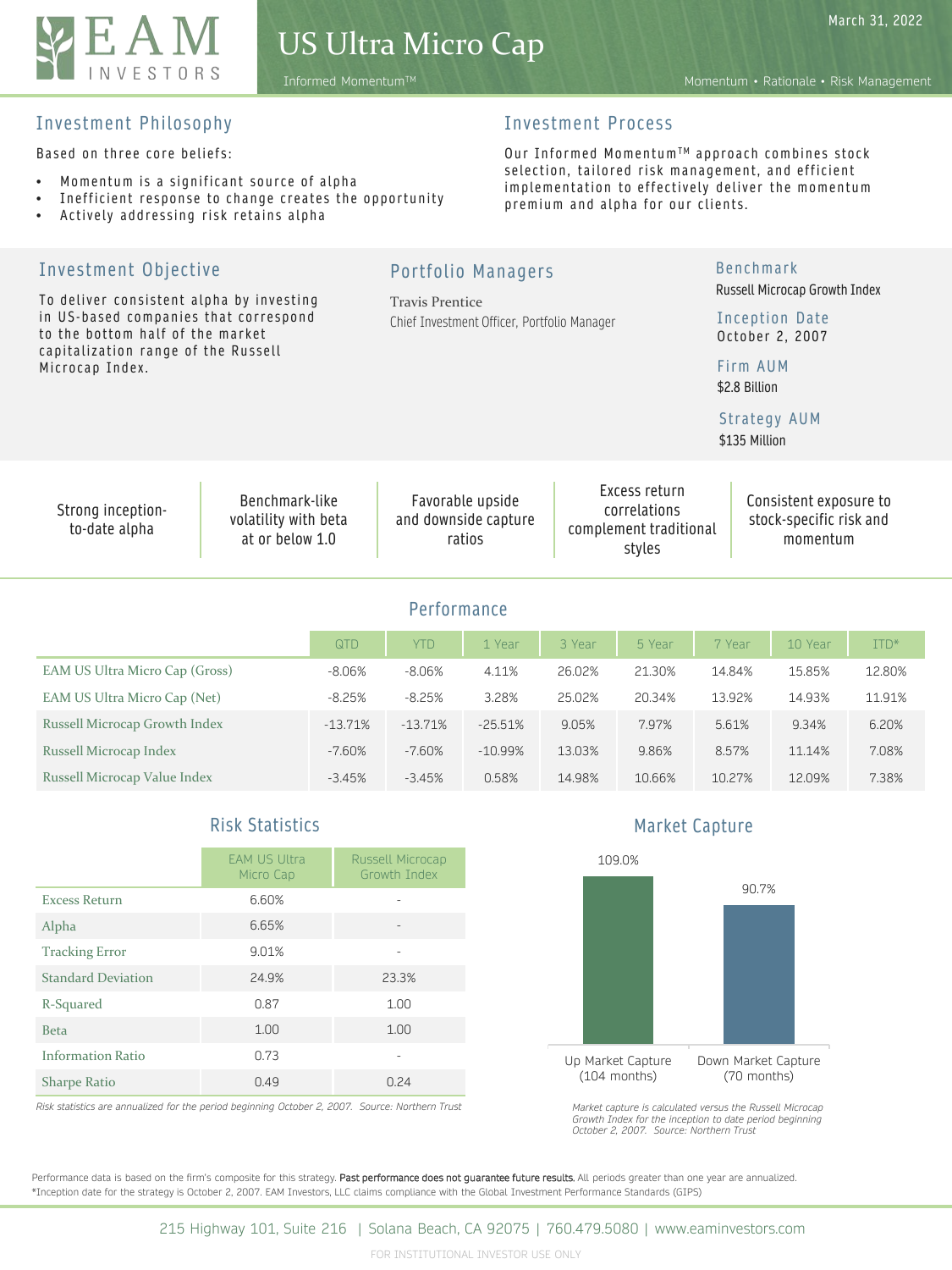# EAM INVESTORS

## US Ultra Micro Cap

March 31, 2022

Informed Momentum™

Momentum • Rationale • Risk Management

## Investment Philosophy

Based on three core beliefs:

- Momentum is a significant source of alpha
- Inefficient response to change creates the opportunity
- Actively addressing risk retains alpha

## Investment Process

Our Informed Momentum™ approach combines stock selection, tailored risk management, and efficient implementation to effectively deliver the momentum premium and alpha for our clients.

## Investment Objective

To deliver consistent alpha by investing in US-based companies that correspond to the bottom half of the market capitalization range of the Russell Microcap Index.

## Portfolio Managers

Travis Prentice
Chief Investment Officer, Portfolio Manager

### Benchmark

Russell Microcap Growth Index

### Inception Date

October 2, 2007

### Firm AUM

$2.8 Billion

### Strategy AUM

$135 Million

---

- Strong inception-to-date alpha
- Benchmark-like volatility with beta at or below 1.0
- Favorable upside and downside capture ratios
- Excess return correlations complement traditional styles
- Consistent exposure to stock-specific risk and momentum

## Performance

| | QTD | YTD | 1 Year | 3 Year | 5 Year | 7 Year | 10 Year | ITD* |
|---|---|---|---|---|---|---|---|---|
| EAM US Ultra Micro Cap (Gross) | -8.06% | -8.06% | 4.11% | 26.02% | 21.30% | 14.84% | 15.85% | 12.80% |
| EAM US Ultra Micro Cap (Net) | -8.25% | -8.25% | 3.28% | 25.02% | 20.34% | 13.92% | 14.93% | 11.91% |
| Russell Microcap Growth Index | -13.71% | -13.71% | -25.51% | 9.05% | 7.97% | 5.61% | 9.34% | 6.20% |
| Russell Microcap Index | -7.60% | -7.60% | -10.99% | 13.03% | 9.86% | 8.57% | 11.14% | 7.08% |
| Russell Microcap Value Index | -3.45% | -3.45% | 0.58% | 14.98% | 10.66% | 10.27% | 12.09% | 7.38% |

## Risk Statistics

| | EAM US Ultra Micro Cap | Russell Microcap Growth Index |
|---|---|---|
| Excess Return | 6.60% | - |
| Alpha | 6.65% | - |
| Tracking Error | 9.01% | - |
| Standard Deviation | 24.9% | 23.3% |
| R-Squared | 0.87 | 1.00 |
| Beta | 1.00 | 1.00 |
| Information Ratio | 0.73 | - |
| Sharpe Ratio | 0.49 | 0.24 |

*Risk statistics are annualized for the period beginning October 2, 2007. Source: Northern Trust*

## Market Capture

| Up Market Capture (104 months) | Down Market Capture (70 months) |
|---|---|
| 109.0% | 90.7% |

*Market capture is calculated versus the Russell Microcap Growth Index for the inception to date period beginning October 2, 2007. Source: Northern Trust*

Performance data is based on the firm's composite for this strategy. Past performance does not guarantee future results. All periods greater than one year are annualized.
*Inception date for the strategy is October 2, 2007. EAM Investors, LLC claims compliance with the Global Investment Performance Standards (GIPS)

215 Highway 101, Suite 216 | Solana Beach, CA 92075 | 760.479.5080 | www.eaminvestors.com

FOR INSTITUTIONAL INVESTOR USE ONLY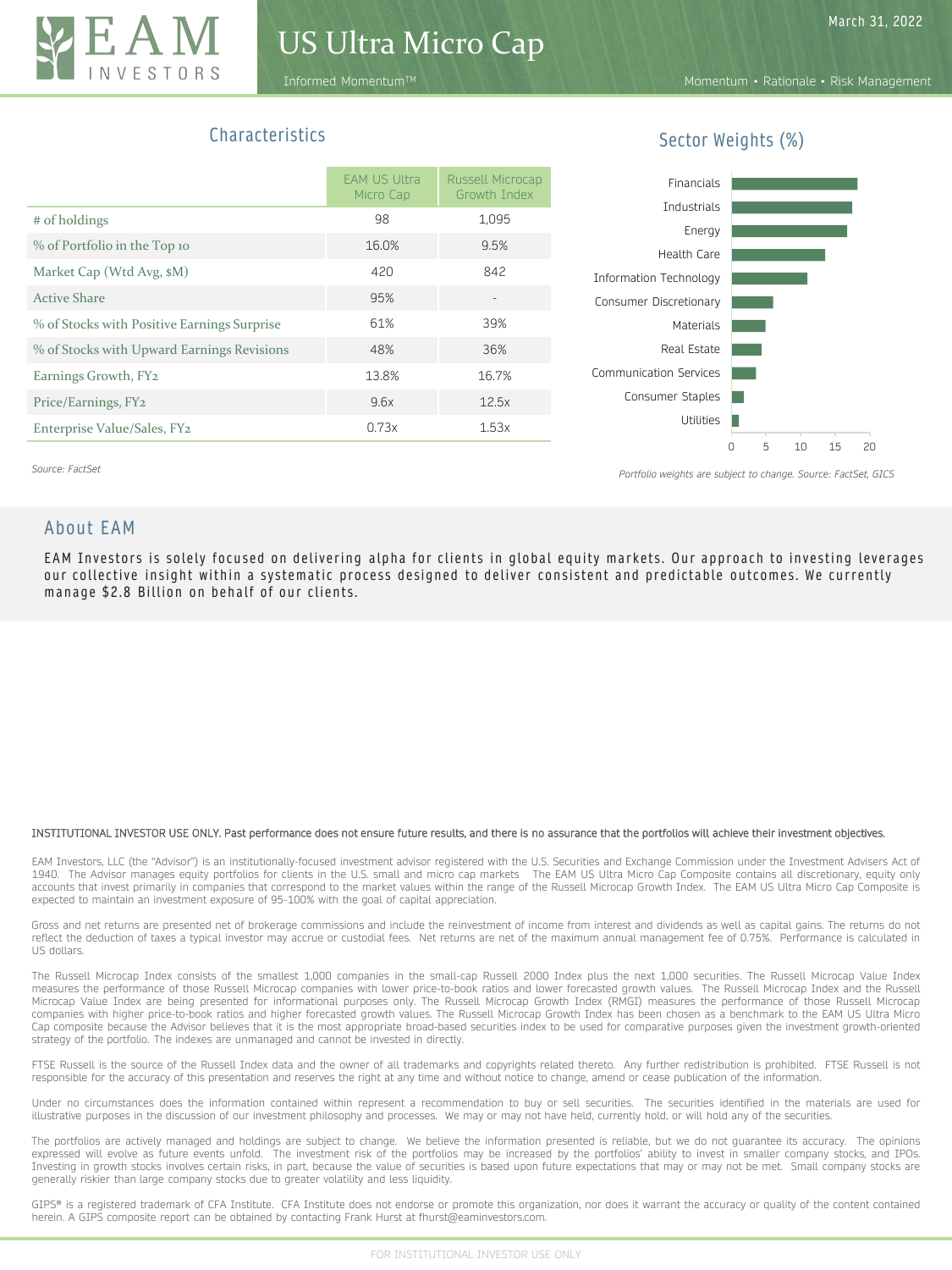# US Ultra Micro Cap

Informed Momentum™

March 31, 2022

Momentum • Rationale • Risk Management

## Characteristics

| | EAM US Ultra Micro Cap | Russell Microcap Growth Index |
|---|---|---|
| # of holdings | 98 | 1,095 |
| % of Portfolio in the Top 10 | 16.0% | 9.5% |
| Market Cap (Wtd Avg, $M) | 420 | 842 |
| Active Share | 95% | - |
| % of Stocks with Positive Earnings Surprise | 61% | 39% |
| % of Stocks with Upward Earnings Revisions | 48% | 36% |
| Earnings Growth, FY2 | 13.8% | 16.7% |
| Price/Earnings, FY2 | 9.6x | 12.5x |
| Enterprise Value/Sales, FY2 | 0.73x | 1.53x |

*Source: FactSet*

## Sector Weights (%)

Financials
Industrials
Energy
Health Care
Information Technology
Consumer Discretionary
Materials
Real Estate
Communication Services
Consumer Staples
Utilities

0 5 10 15 20

*Portfolio weights are subject to change. Source: FactSet, GICS*

## About EAM

EAM Investors is solely focused on delivering alpha for clients in global equity markets. Our approach to investing leverages our collective insight within a systematic process designed to deliver consistent and predictable outcomes. We currently manage $2.8 Billion on behalf of our clients.

INSTITUTIONAL INVESTOR USE ONLY. Past performance does not ensure future results, and there is no assurance that the portfolios will achieve their investment objectives.

EAM Investors, LLC (the "Advisor") is an institutionally-focused investment advisor registered with the U.S. Securities and Exchange Commission under the Investment Advisers Act of 1940. The Advisor manages equity portfolios for clients in the U.S. small and micro cap markets The EAM US Ultra Micro Cap Composite contains all discretionary, equity only accounts that invest primarily in companies that correspond to the market values within the range of the Russell Microcap Growth Index. The EAM US Ultra Micro Cap Composite is expected to maintain an investment exposure of 95-100% with the goal of capital appreciation.

Gross and net returns are presented net of brokerage commissions and include the reinvestment of income from interest and dividends as well as capital gains. The returns do not reflect the deduction of taxes a typical investor may accrue or custodial fees. Net returns are net of the maximum annual management fee of 0.75%. Performance is calculated in US dollars.

The Russell Microcap Index consists of the smallest 1,000 companies in the small-cap Russell 2000 Index plus the next 1,000 securities. The Russell Microcap Value Index measures the performance of those Russell Microcap companies with lower price-to-book ratios and lower forecasted growth values. The Russell Microcap Index and the Russell Microcap Value Index are being presented for informational purposes only. The Russell Microcap Growth Index (RMGI) measures the performance of those Russell Microcap companies with higher price-to-book ratios and higher forecasted growth values. The Russell Microcap Growth Index has been chosen as a benchmark to the EAM US Ultra Micro Cap composite because the Advisor believes that it is the most appropriate broad-based securities index to be used for comparative purposes given the investment growth-oriented strategy of the portfolio. The indexes are unmanaged and cannot be invested in directly.

FTSE Russell is the source of the Russell Index data and the owner of all trademarks and copyrights related thereto. Any further redistribution is prohibited. FTSE Russell is not responsible for the accuracy of this presentation and reserves the right at any time and without notice to change, amend or cease publication of the information.

Under no circumstances does the information contained within represent a recommendation to buy or sell securities. The securities identified in the materials are used for illustrative purposes in the discussion of our investment philosophy and processes. We may or may not have held, currently hold, or will hold any of the securities.

The portfolios are actively managed and holdings are subject to change. We believe the information presented is reliable, but we do not guarantee its accuracy. The opinions expressed will evolve as future events unfold. The investment risk of the portfolios may be increased by the portfolios' ability to invest in smaller company stocks, and IPOs. Investing in growth stocks involves certain risks, in part, because the value of securities is based upon future expectations that may or may not be met. Small company stocks are generally riskier than large company stocks due to greater volatility and less liquidity.

GIPS® is a registered trademark of CFA Institute. CFA Institute does not endorse or promote this organization, nor does it warrant the accuracy or quality of the content contained herein. A GIPS composite report can be obtained by contacting Frank Hurst at fhurst@eaminvestors.com.

FOR INSTITUTIONAL INVESTOR USE ONLY